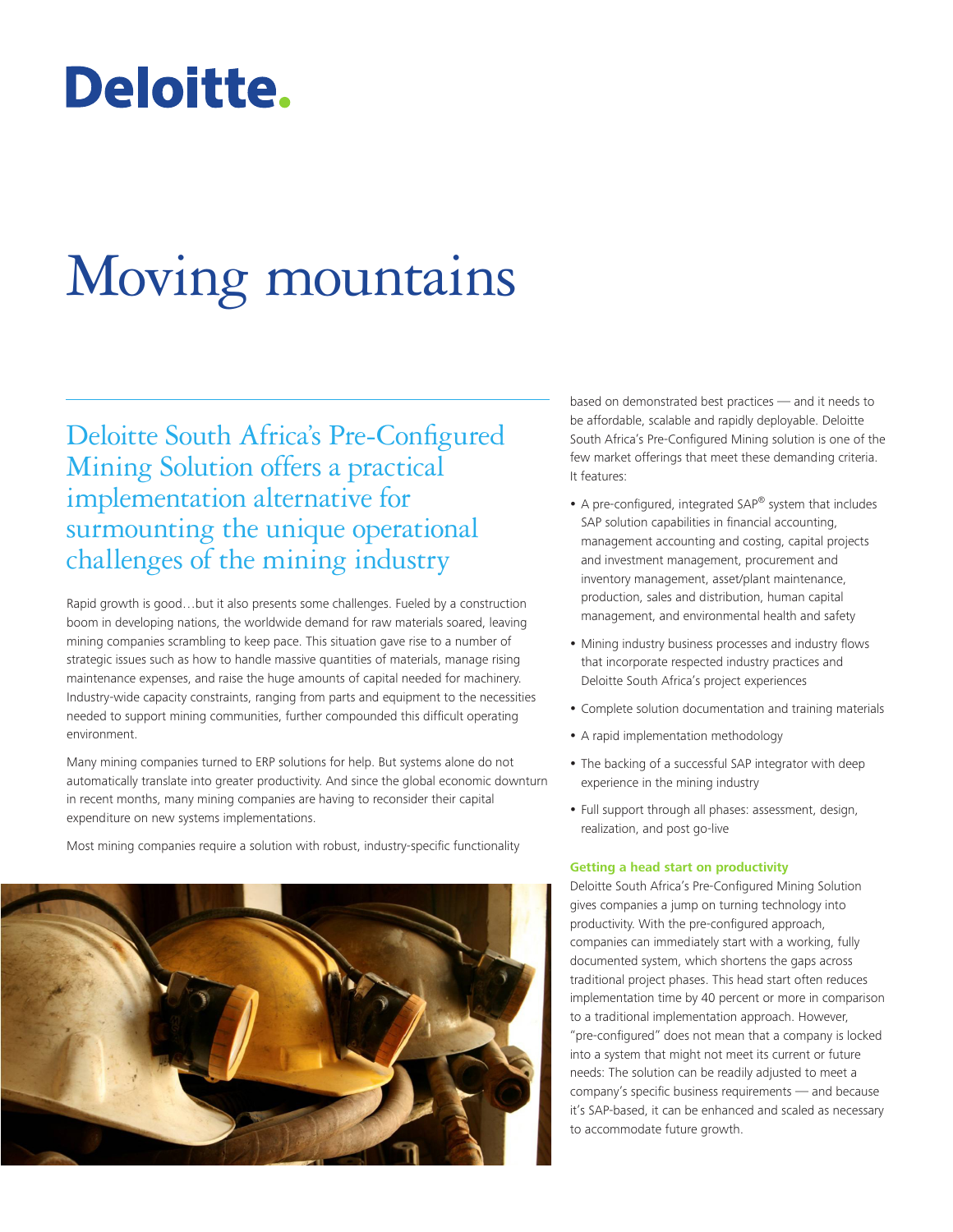Deloitte.

# Moving mountains

## Deloitte South Africa's Pre-Configured Mining Solution offers a practical implementation alternative for surmounting the unique operational challenges of the mining industry

Rapid growth is good…but it also presents some challenges. Fueled by a construction boom in developing nations, the worldwide demand for raw materials soared, leaving mining companies scrambling to keep pace. This situation gave rise to a number of strategic issues such as how to handle massive quantities of materials, manage rising maintenance expenses, and raise the huge amounts of capital needed for machinery. Industry-wide capacity constraints, ranging from parts and equipment to the necessities needed to support mining communities, further compounded this difficult operating environment.

Many mining companies turned to ERP solutions for help. But systems alone do not automatically translate into greater productivity. And since the global economic downturn in recent months, many mining companies are having to reconsider their capital expenditure on new systems implementations.

Most mining companies require a solution with robust, industry-specific functionality based on demonstrated best practices — and it needs to be affordable, scalable and rapidly deployable. Deloitte South Africa's Pre-Configured Mining solution is one of the few market offerings that meet these demanding criteria. It features:

- A pre-configured, integrated SAP® system that includes SAP solution capabilities in financial accounting, management accounting and costing, capital projects and investment management, procurement and inventory management, asset/plant maintenance, production, sales and distribution, human capital management, and environmental health and safety
- Mining industry business processes and industry flows that incorporate respected industry practices and Deloitte South Africa's project experiences
- Complete solution documentation and training materials
- A rapid implementation methodology
- The backing of a successful SAP integrator with deep experience in the mining industry
- Full support through all phases: assessment, design, realization, and post go-live

### Getting a head start on productivity

Deloitte South Africa's Pre-Configured Mining Solution gives companies a jump on turning technology into productivity. With the pre-configured approach, companies can immediately start with a working, fully documented system, which shortens the gaps across traditional project phases. This head start often reduces implementation time by 40 percent or more in comparison to a traditional implementation approach. However, "pre-configured" does not mean that a company is locked into a system that might not meet its current or future needs: The solution can be readily adjusted to meet a company's specific business requirements — and because it's SAP-based, it can be enhanced and scaled as necessary to accommodate future growth.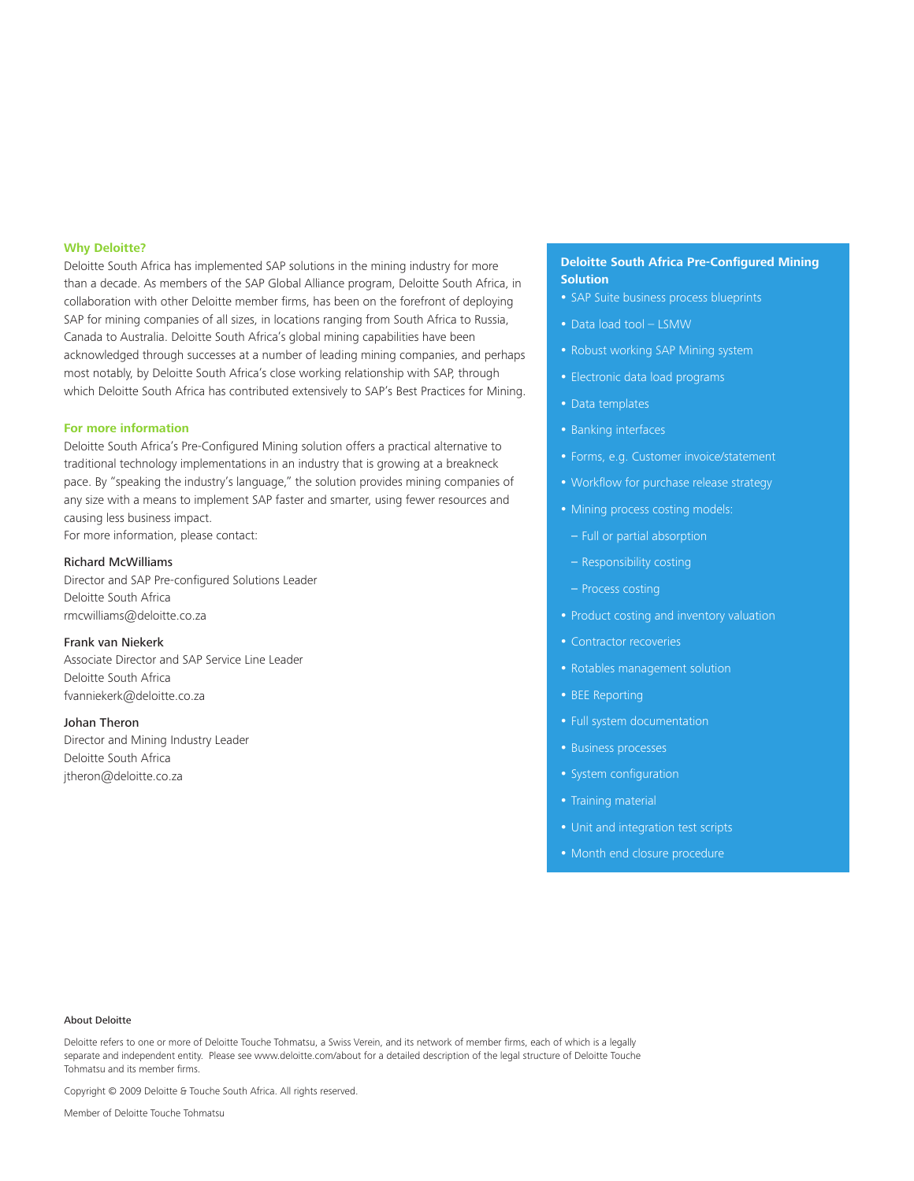## Why Deloitte?

Deloitte South Africa has implemented SAP solutions in the mining industry for more than a decade. As members of the SAP Global Alliance program, Deloitte South Africa, in collaboration with other Deloitte member firms, has been on the forefront of deploying SAP for mining companies of all sizes, in locations ranging from South Africa to Russia, Canada to Australia. Deloitte South Africa's global mining capabilities have been acknowledged through successes at a number of leading mining companies, and perhaps most notably, by Deloitte South Africa's close working relationship with SAP, through which Deloitte South Africa has contributed extensively to SAP's Best Practices for Mining.

## For more information

Deloitte South Africa's Pre-Configured Mining solution offers a practical alternative to traditional technology implementations in an industry that is growing at a breakneck pace. By "speaking the industry's language," the solution provides mining companies of any size with a means to implement SAP faster and smarter, using fewer resources and causing less business impact.
For more information, please contact:

Richard McWilliams
Director and SAP Pre-configured Solutions Leader
Deloitte South Africa
rmcwilliams@deloitte.co.za

Frank van Niekerk
Associate Director and SAP Service Line Leader
Deloitte South Africa
fvanniekerk@deloitte.co.za

Johan Theron
Director and Mining Industry Leader
Deloitte South Africa
jtheron@deloitte.co.za

### Deloitte South Africa Pre-Configured Mining Solution

- SAP Suite business process blueprints
- Data load tool – LSMW
- Robust working SAP Mining system
- Electronic data load programs
- Data templates
- Banking interfaces
- Forms, e.g. Customer invoice/statement
- Workflow for purchase release strategy
- Mining process costing models:
  - Full or partial absorption
  - Responsibility costing
  - Process costing
- Product costing and inventory valuation
- Contractor recoveries
- Rotables management solution
- BEE Reporting
- Full system documentation
- Business processes
- System configuration
- Training material
- Unit and integration test scripts
- Month end closure procedure

About Deloitte

Deloitte refers to one or more of Deloitte Touche Tohmatsu, a Swiss Verein, and its network of member firms, each of which is a legally separate and independent entity. Please see www.deloitte.com/about for a detailed description of the legal structure of Deloitte Touche Tohmatsu and its member firms.

Copyright © 2009 Deloitte & Touche South Africa. All rights reserved.

Member of Deloitte Touche Tohmatsu